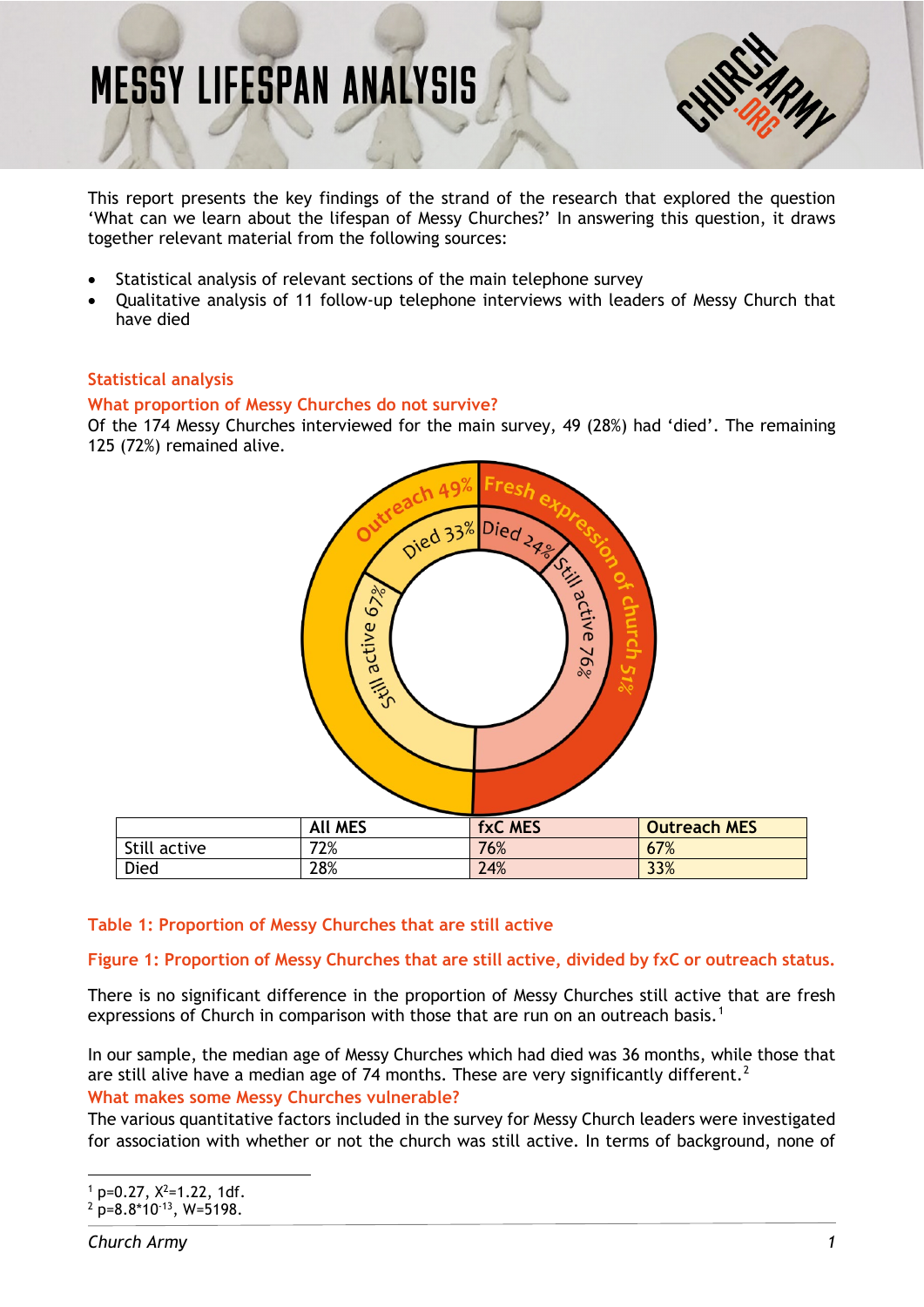# MESSY LIFESPAN ANALYSIS

This report presents the key findings of the strand of the research that explored the question 'What can we learn about the lifespan of Messy Churches?' In answering this question, it draws together relevant material from the following sources:

- Statistical analysis of relevant sections of the main telephone survey
- Qualitative analysis of 11 follow-up telephone interviews with leaders of Messy Church that have died

## Statistical analysis

### What proportion of Messy Churches do not survive?

Of the 174 Messy Churches interviewed for the main survey, 49 (28%) had 'died'. The remaining 125 (72%) remained alive.

| | All MES | fxC MES | Outreach MES |
|---|---|---|---|
| Still active | 72% | 76% | 67% |
| Died | 28% | 24% | 33% |

**Table 1: Proportion of Messy Churches that are still active**

**Figure 1: Proportion of Messy Churches that are still active, divided by fxC or outreach status.**

There is no significant difference in the proportion of Messy Churches still active that are fresh expressions of Church in comparison with those that are run on an outreach basis.[1]

In our sample, the median age of Messy Churches which had died was 36 months, while those that are still alive have a median age of 74 months. These are very significantly different.[2]

### What makes some Messy Churches vulnerable?

The various quantitative factors included in the survey for Messy Church leaders were investigated for association with whether or not the church was still active. In terms of background, none of

[1] $p=0.27$, $X^2=1.22$, 1df.

[2] $p=8.8*10^{-13}$, $W=5198$.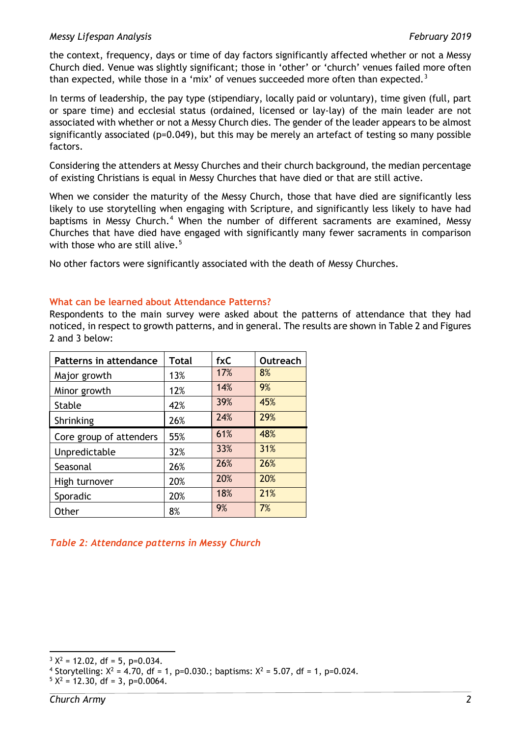the context, frequency, days or time of day factors significantly affected whether or not a Messy Church died. Venue was slightly significant; those in 'other' or 'church' venues failed more often than expected, while those in a 'mix' of venues succeeded more often than expected.[3]

In terms of leadership, the pay type (stipendiary, locally paid or voluntary), time given (full, part or spare time) and ecclesial status (ordained, licensed or lay-lay) of the main leader are not associated with whether or not a Messy Church dies. The gender of the leader appears to be almost significantly associated ($p=0.049$), but this may be merely an artefact of testing so many possible factors.

Considering the attenders at Messy Churches and their church background, the median percentage of existing Christians is equal in Messy Churches that have died or that are still active.

When we consider the maturity of the Messy Church, those that have died are significantly less likely to use storytelling when engaging with Scripture, and significantly less likely to have had baptisms in Messy Church.[4] When the number of different sacraments are examined, Messy Churches that have died have engaged with significantly many fewer sacraments in comparison with those who are still alive.[5]

No other factors were significantly associated with the death of Messy Churches.

## What can be learned about Attendance Patterns?

Respondents to the main survey were asked about the patterns of attendance that they had noticed, in respect to growth patterns, and in general. The results are shown in Table 2 and Figures 2 and 3 below:

| Patterns in attendance | Total | fxC | Outreach |
|---|---|---|---|
| Major growth | 13% | 17% | 8% |
| Minor growth | 12% | 14% | 9% |
| Stable | 42% | 39% | 45% |
| Shrinking | 26% | 24% | 29% |
| Core group of attenders | 55% | 61% | 48% |
| Unpredictable | 32% | 33% | 31% |
| Seasonal | 26% | 26% | 26% |
| High turnover | 20% | 20% | 20% |
| Sporadic | 20% | 18% | 21% |
| Other | 8% | 9% | 7% |

*Table 2: Attendance patterns in Messy Church*

[3] $X^2 = 12.02$, df = 5, $p=0.034$.

[4] Storytelling: $X^2 = 4.70$, df = 1, $p=0.030$.; baptisms: $X^2 = 5.07$, df = 1, $p=0.024$.

[5] $X^2 = 12.30$, df = 3, $p=0.0064$.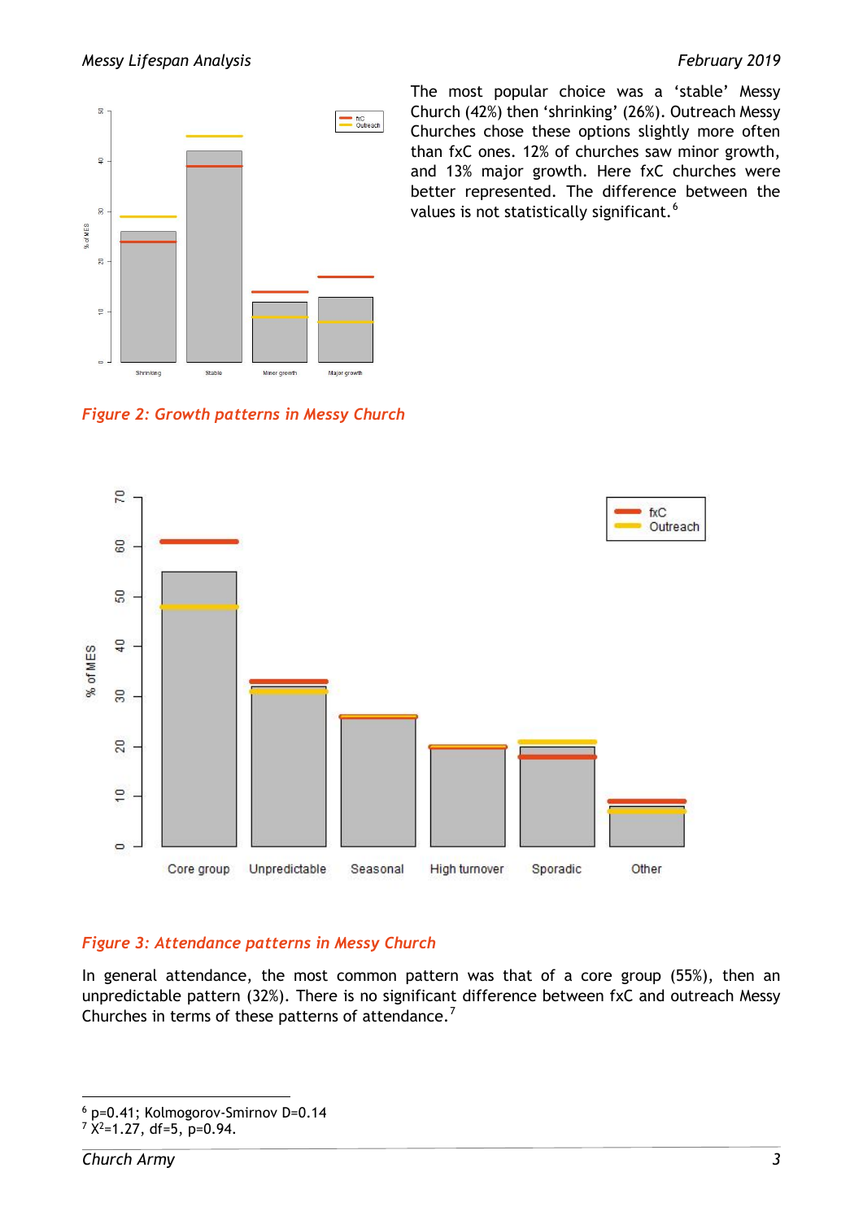The most popular choice was a 'stable' Messy Church (42%) then 'shrinking' (26%). Outreach Messy Churches chose these options slightly more often than fxC ones. 12% of churches saw minor growth, and 13% major growth. Here fxC churches were better represented. The difference between the values is not statistically significant.[6]

*Figure 2: Growth patterns in Messy Church*

*Figure 3: Attendance patterns in Messy Church*

In general attendance, the most common pattern was that of a core group (55%), then an unpredictable pattern (32%). There is no significant difference between fxC and outreach Messy Churches in terms of these patterns of attendance.[7]

---

[6] p=0.41; Kolmogorov-Smirnov D=0.14

[7] $X^2$=1.27, df=5, p=0.94.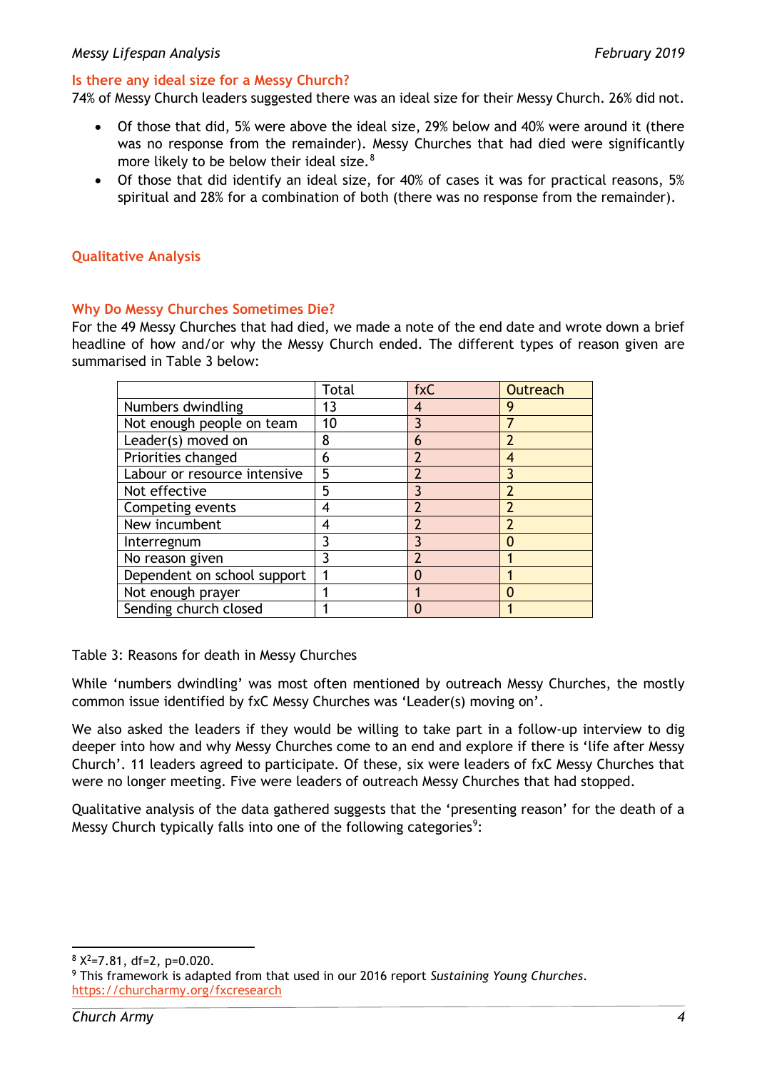## Is there any ideal size for a Messy Church?

74% of Messy Church leaders suggested there was an ideal size for their Messy Church. 26% did not.

- Of those that did, 5% were above the ideal size, 29% below and 40% were around it (there was no response from the remainder). Messy Churches that had died were significantly more likely to be below their ideal size.[8]
- Of those that did identify an ideal size, for 40% of cases it was for practical reasons, 5% spiritual and 28% for a combination of both (there was no response from the remainder).

## Qualitative Analysis

### Why Do Messy Churches Sometimes Die?

For the 49 Messy Churches that had died, we made a note of the end date and wrote down a brief headline of how and/or why the Messy Church ended. The different types of reason given are summarised in Table 3 below:

| | Total | fxC | Outreach |
|---|---|---|---|
| Numbers dwindling | 13 | 4 | 9 |
| Not enough people on team | 10 | 3 | 7 |
| Leader(s) moved on | 8 | 6 | 2 |
| Priorities changed | 6 | 2 | 4 |
| Labour or resource intensive | 5 | 2 | 3 |
| Not effective | 5 | 3 | 2 |
| Competing events | 4 | 2 | 2 |
| New incumbent | 4 | 2 | 2 |
| Interregnum | 3 | 3 | 0 |
| No reason given | 3 | 2 | 1 |
| Dependent on school support | 1 | 0 | 1 |
| Not enough prayer | 1 | 1 | 0 |
| Sending church closed | 1 | 0 | 1 |

Table 3: Reasons for death in Messy Churches

While 'numbers dwindling' was most often mentioned by outreach Messy Churches, the mostly common issue identified by fxC Messy Churches was 'Leader(s) moving on'.

We also asked the leaders if they would be willing to take part in a follow-up interview to dig deeper into how and why Messy Churches come to an end and explore if there is 'life after Messy Church'. 11 leaders agreed to participate. Of these, six were leaders of fxC Messy Churches that were no longer meeting. Five were leaders of outreach Messy Churches that had stopped.

Qualitative analysis of the data gathered suggests that the 'presenting reason' for the death of a Messy Church typically falls into one of the following categories[9]:

---

[8] $X^2$=7.81, df=2, p=0.020.

[9] This framework is adapted from that used in our 2016 report *Sustaining Young Churches*. https://churcharmy.org/fxcresearch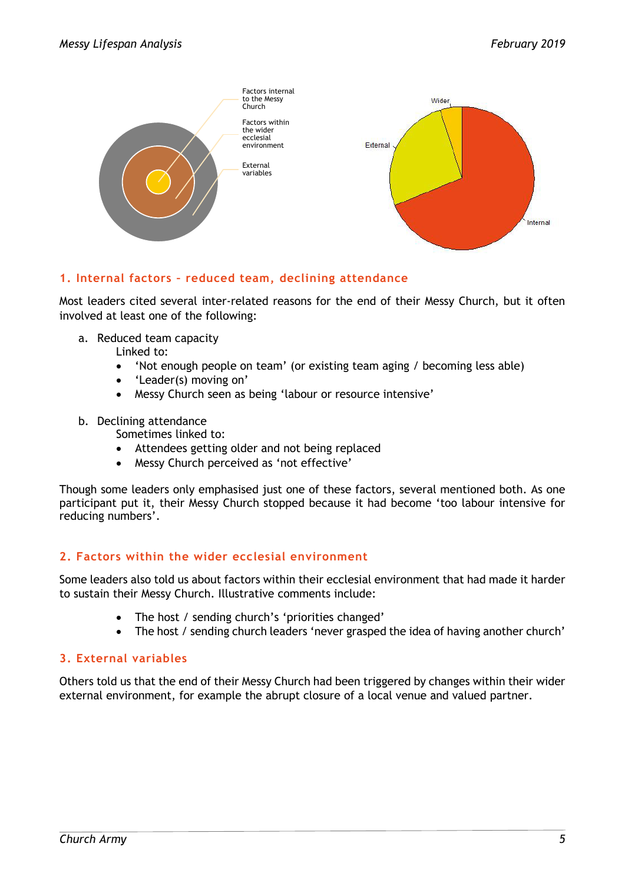Factors internal to the Messy Church

Factors within the wider ecclesial environment

External variables

Wider

External

Internal

## 1. Internal factors – reduced team, declining attendance

Most leaders cited several inter-related reasons for the end of their Messy Church, but it often involved at least one of the following:

a. Reduced team capacity
   Linked to:
   - 'Not enough people on team' (or existing team aging / becoming less able)
   - 'Leader(s) moving on'
   - Messy Church seen as being 'labour or resource intensive'

b. Declining attendance
   Sometimes linked to:
   - Attendees getting older and not being replaced
   - Messy Church perceived as 'not effective'

Though some leaders only emphasised just one of these factors, several mentioned both. As one participant put it, their Messy Church stopped because it had become 'too labour intensive for reducing numbers'.

## 2. Factors within the wider ecclesial environment

Some leaders also told us about factors within their ecclesial environment that had made it harder to sustain their Messy Church. Illustrative comments include:

- The host / sending church's 'priorities changed'
- The host / sending church leaders 'never grasped the idea of having another church'

## 3. External variables

Others told us that the end of their Messy Church had been triggered by changes within their wider external environment, for example the abrupt closure of a local venue and valued partner.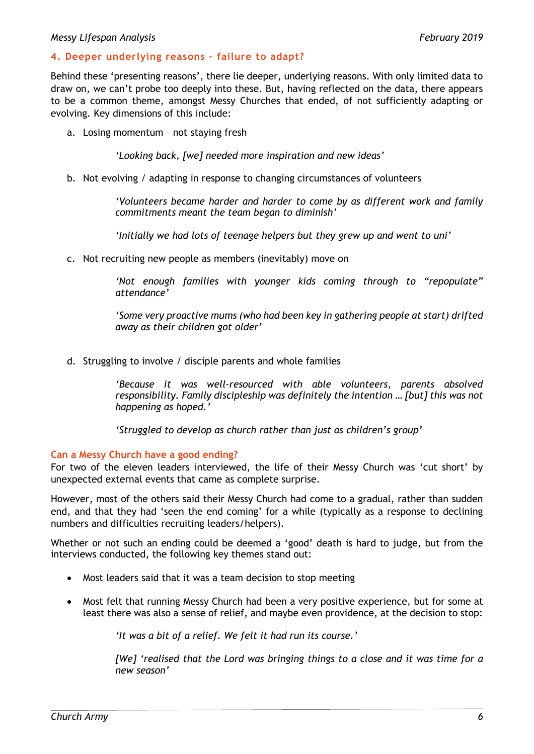## 4. Deeper underlying reasons – failure to adapt?

Behind these 'presenting reasons', there lie deeper, underlying reasons. With only limited data to draw on, we can't probe too deeply into these. But, having reflected on the data, there appears to be a common theme, amongst Messy Churches that ended, of not sufficiently adapting or evolving. Key dimensions of this include:

a. Losing momentum – not staying fresh

> *'Looking back, [we] needed more inspiration and new ideas'*

b. Not evolving / adapting in response to changing circumstances of volunteers

> *'Volunteers became harder and harder to come by as different work and family commitments meant the team began to diminish'*

> *'Initially we had lots of teenage helpers but they grew up and went to uni'*

c. Not recruiting new people as members (inevitably) move on

> *'Not enough families with younger kids coming through to "repopulate" attendance'*

> *'Some very proactive mums (who had been key in gathering people at start) drifted away as their children got older'*

d. Struggling to involve / disciple parents and whole families

> *'Because it was well-resourced with able volunteers, parents absolved responsibility. Family discipleship was definitely the intention … [but] this was not happening as hoped.'*

> *'Struggled to develop as church rather than just as children's group'*

### Can a Messy Church have a good ending?

For two of the eleven leaders interviewed, the life of their Messy Church was 'cut short' by unexpected external events that came as complete surprise.

However, most of the others said their Messy Church had come to a gradual, rather than sudden end, and that they had 'seen the end coming' for a while (typically as a response to declining numbers and difficulties recruiting leaders/helpers).

Whether or not such an ending could be deemed a 'good' death is hard to judge, but from the interviews conducted, the following key themes stand out:

- Most leaders said that it was a team decision to stop meeting
- Most felt that running Messy Church had been a very positive experience, but for some at least there was also a sense of relief, and maybe even providence, at the decision to stop:

> *'It was a bit of a relief. We felt it had run its course.'*

> *[We] 'realised that the Lord was bringing things to a close and it was time for a new season'*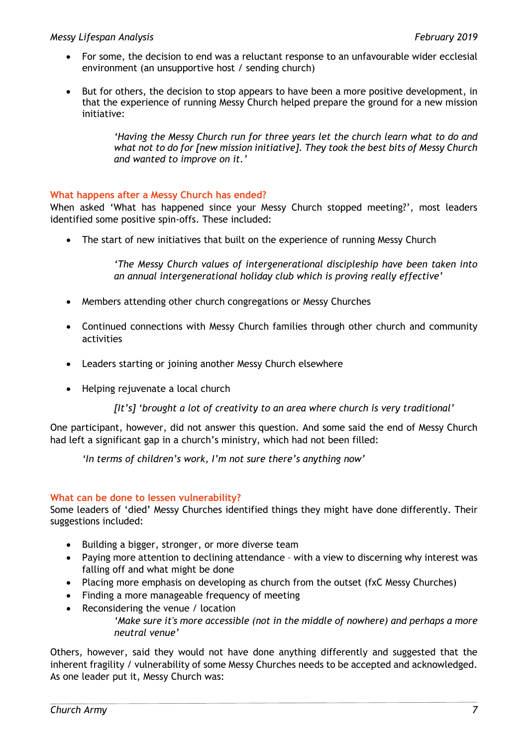- For some, the decision to end was a reluctant response to an unfavourable wider ecclesial environment (an unsupportive host / sending church)

- But for others, the decision to stop appears to have been a more positive development, in that the experience of running Messy Church helped prepare the ground for a new mission initiative:

> *'Having the Messy Church run for three years let the church learn what to do and what not to do for [new mission initiative]. They took the best bits of Messy Church and wanted to improve on it.'*

### What happens after a Messy Church has ended?

When asked 'What has happened since your Messy Church stopped meeting?', most leaders identified some positive spin-offs. These included:

- The start of new initiatives that built on the experience of running Messy Church

> *'The Messy Church values of intergenerational discipleship have been taken into an annual intergenerational holiday club which is proving really effective'*

- Members attending other church congregations or Messy Churches

- Continued connections with Messy Church families through other church and community activities

- Leaders starting or joining another Messy Church elsewhere

- Helping rejuvenate a local church

> *[It's] 'brought a lot of creativity to an area where church is very traditional'*

One participant, however, did not answer this question. And some said the end of Messy Church had left a significant gap in a church's ministry, which had not been filled:

> *'In terms of children's work, I'm not sure there's anything now'*

### What can be done to lessen vulnerability?

Some leaders of 'died' Messy Churches identified things they might have done differently. Their suggestions included:

- Building a bigger, stronger, or more diverse team
- Paying more attention to declining attendance – with a view to discerning why interest was falling off and what might be done
- Placing more emphasis on developing as church from the outset (fxC Messy Churches)
- Finding a more manageable frequency of meeting
- Reconsidering the venue / location

> *'Make sure it's more accessible (not in the middle of nowhere) and perhaps a more neutral venue'*

Others, however, said they would not have done anything differently and suggested that the inherent fragility / vulnerability of some Messy Churches needs to be accepted and acknowledged. As one leader put it, Messy Church was: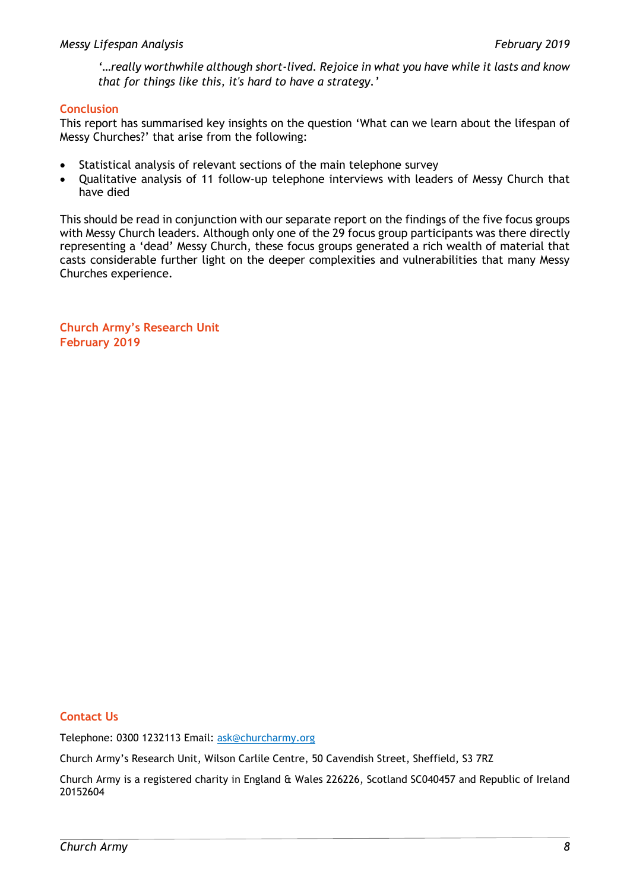*'…really worthwhile although short-lived. Rejoice in what you have while it lasts and know that for things like this, it's hard to have a strategy.'*

## Conclusion

This report has summarised key insights on the question 'What can we learn about the lifespan of Messy Churches?' that arise from the following:

- Statistical analysis of relevant sections of the main telephone survey
- Qualitative analysis of 11 follow-up telephone interviews with leaders of Messy Church that have died

This should be read in conjunction with our separate report on the findings of the five focus groups with Messy Church leaders. Although only one of the 29 focus group participants was there directly representing a 'dead' Messy Church, these focus groups generated a rich wealth of material that casts considerable further light on the deeper complexities and vulnerabilities that many Messy Churches experience.

**Church Army's Research Unit**
**February 2019**

## Contact Us

Telephone: 0300 1232113 Email: ask@churcharmy.org

Church Army's Research Unit, Wilson Carlile Centre, 50 Cavendish Street, Sheffield, S3 7RZ

Church Army is a registered charity in England & Wales 226226, Scotland SC040457 and Republic of Ireland 20152604